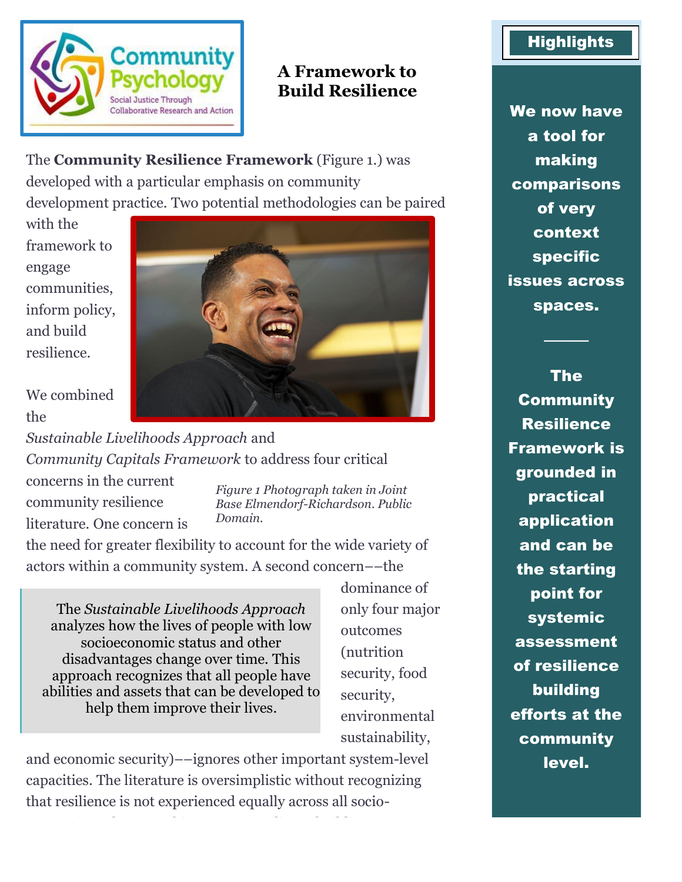# A Framework to Build Resilience

The **Community Resilience Framework** (Figure 1.) was developed with a particular emphasis on community development practice. Two potential methodologies can be paired with the framework to engage communities, inform policy, and build resilience.

*Figure 1 Photograph taken in Joint Base Elmendorf-Richardson. Public Domain.*

We combined the *Sustainable Livelihoods Approach* and *Community Capitals Framework* to address four critical concerns in the current community resilience literature. One concern is the need for greater flexibility to account for the wide variety of actors within a community system. A second concern––the dominance of only four major outcomes (nutrition security, food security, environmental sustainability, and economic security)––ignores other important system-level capacities. The literature is oversimplistic without recognizing that resilience is not experienced equally across all socio-

> The *Sustainable Livelihoods Approach* analyzes how the lives of people with low socioeconomic status and other disadvantages change over time. This approach recognizes that all people have abilities and assets that can be developed to help them improve their lives.

**Highlights**

**We now have a tool for making comparisons of very context specific issues across spaces.**

**The Community Resilience Framework is grounded in practical application and can be the starting point for systemic assessment of resilience building efforts at the community level.**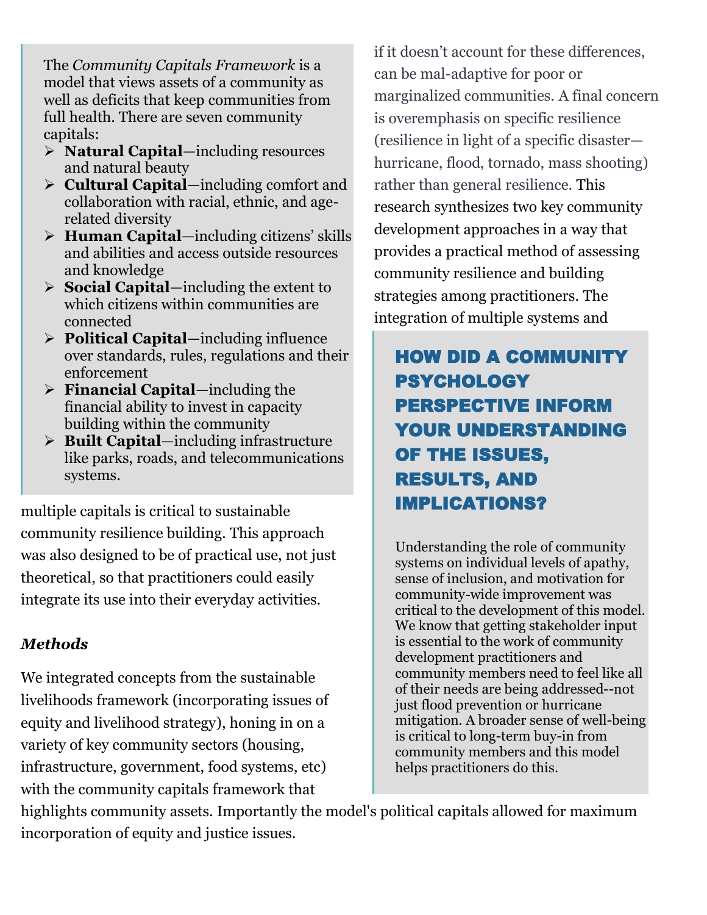The *Community Capitals Framework* is a model that views assets of a community as well as deficits that keep communities from full health. There are seven community capitals:

- **Natural Capital**—including resources and natural beauty
- **Cultural Capital**—including comfort and collaboration with racial, ethnic, and age-related diversity
- **Human Capital**—including citizens' skills and abilities and access outside resources and knowledge
- **Social Capital**—including the extent to which citizens within communities are connected
- **Political Capital**—including influence over standards, rules, regulations and their enforcement
- **Financial Capital**—including the financial ability to invest in capacity building within the community
- **Built Capital**—including infrastructure like parks, roads, and telecommunications systems.

if it doesn't account for these differences, can be mal-adaptive for poor or marginalized communities. A final concern is overemphasis on specific resilience (resilience in light of a specific disaster—hurricane, flood, tornado, mass shooting) rather than general resilience. This research synthesizes two key community development approaches in a way that provides a practical method of assessing community resilience and building strategies among practitioners. The integration of multiple systems and multiple capitals is critical to sustainable community resilience building. This approach was also designed to be of practical use, not just theoretical, so that practitioners could easily integrate its use into their everyday activities.

### *Methods*

We integrated concepts from the sustainable livelihoods framework (incorporating issues of equity and livelihood strategy), honing in on a variety of key community sectors (housing, infrastructure, government, food systems, etc) with the community capitals framework that highlights community assets. Importantly the model's political capitals allowed for maximum incorporation of equity and justice issues.

## HOW DID A COMMUNITY PSYCHOLOGY PERSPECTIVE INFORM YOUR UNDERSTANDING OF THE ISSUES, RESULTS, AND IMPLICATIONS?

Understanding the role of community systems on individual levels of apathy, sense of inclusion, and motivation for community-wide improvement was critical to the development of this model. We know that getting stakeholder input is essential to the work of community development practitioners and community members need to feel like all of their needs are being addressed--not just flood prevention or hurricane mitigation. A broader sense of well-being is critical to long-term buy-in from community members and this model helps practitioners do this.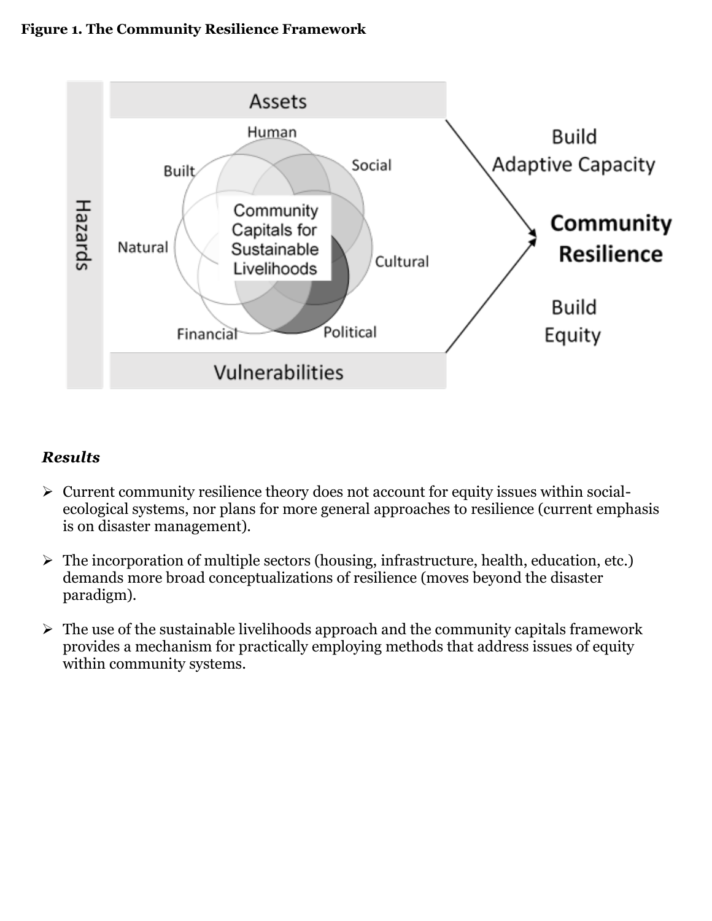**Figure 1. The Community Resilience Framework**

### *Results*

- Current community resilience theory does not account for equity issues within social-ecological systems, nor plans for more general approaches to resilience (current emphasis is on disaster management).
- The incorporation of multiple sectors (housing, infrastructure, health, education, etc.) demands more broad conceptualizations of resilience (moves beyond the disaster paradigm).
- The use of the sustainable livelihoods approach and the community capitals framework provides a mechanism for practically employing methods that address issues of equity within community systems.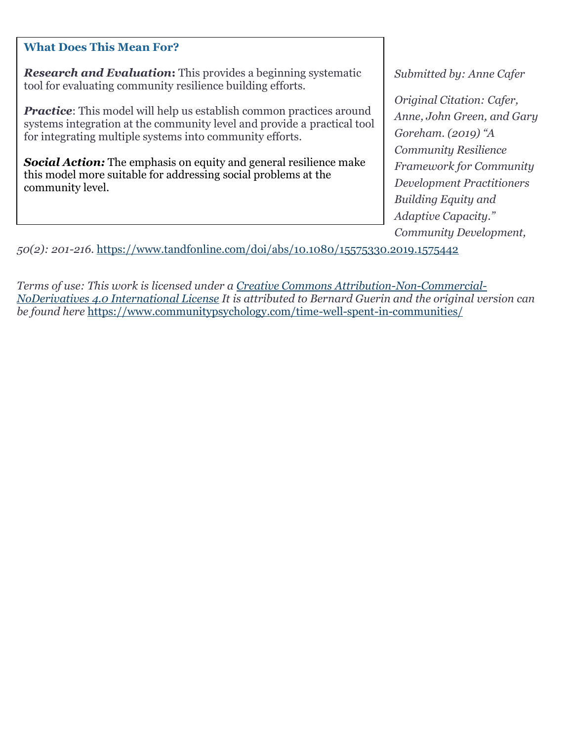### What Does This Mean For?

***Research and Evaluation*:** This provides a beginning systematic tool for evaluating community resilience building efforts.

***Practice***: This model will help us establish common practices around systems integration at the community level and provide a practical tool for integrating multiple systems into community efforts.

***Social Action:*** The emphasis on equity and general resilience make this model more suitable for addressing social problems at the community level.

*Submitted by: Anne Cafer*

*Original Citation: Cafer, Anne, John Green, and Gary Goreham. (2019) "A Community Resilience Framework for Community Development Practitioners Building Equity and Adaptive Capacity." Community Development, 50(2): 201-216.* https://www.tandfonline.com/doi/abs/10.1080/15575330.2019.1575442

*Terms of use: This work is licensed under a [Creative Commons Attribution-Non-Commercial-NoDerivatives 4.0 International License](#) It is attributed to Bernard Guerin and the original version can be found here* https://www.communitypsychology.com/time-well-spent-in-communities/